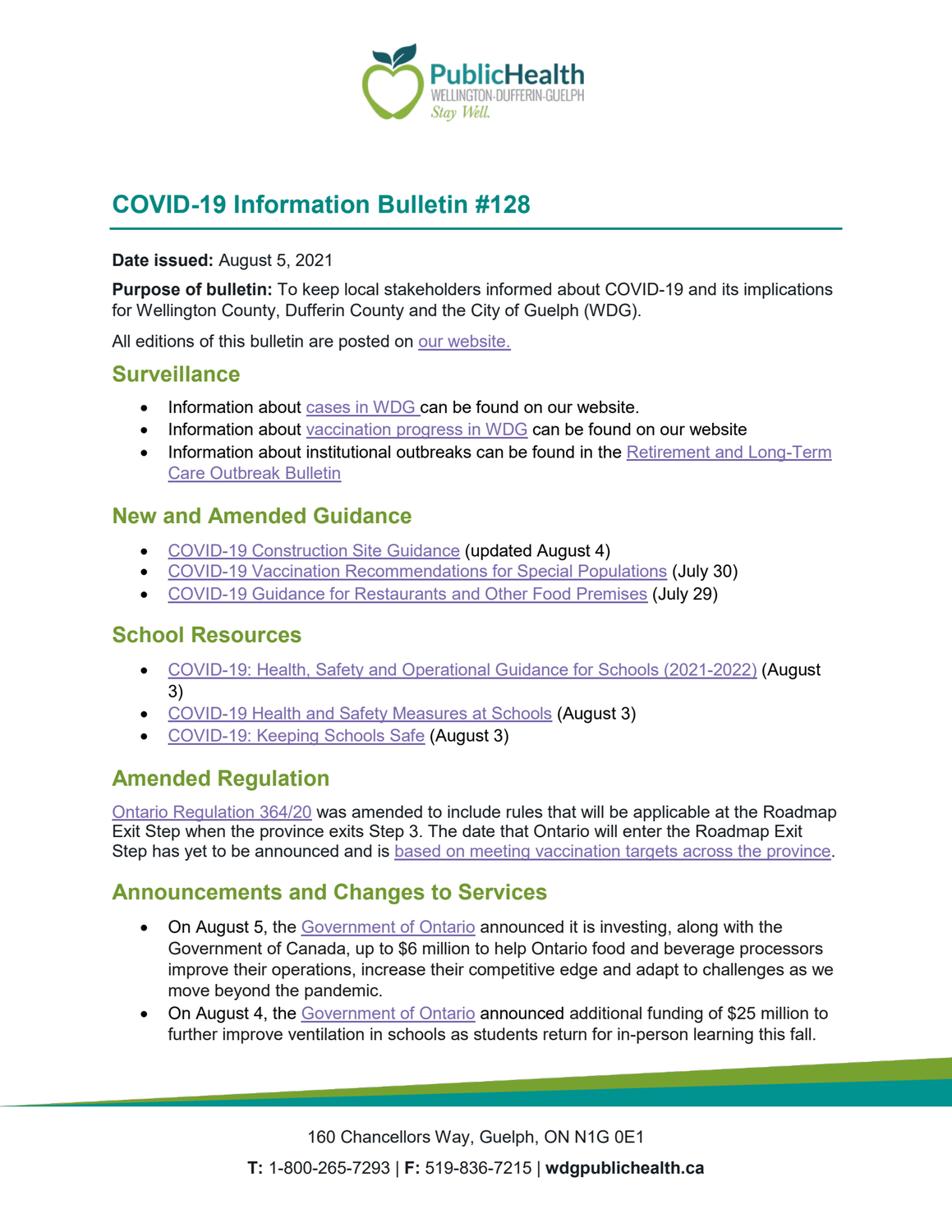# COVID-19 Information Bulletin #128

**Date issued:** August 5, 2021

**Purpose of bulletin:** To keep local stakeholders informed about COVID-19 and its implications for Wellington County, Dufferin County and the City of Guelph (WDG).

All editions of this bulletin are posted on our website.

## Surveillance

- Information about cases in WDG can be found on our website.
- Information about vaccination progress in WDG can be found on our website
- Information about institutional outbreaks can be found in the Retirement and Long-Term Care Outbreak Bulletin

## New and Amended Guidance

- COVID-19 Construction Site Guidance (updated August 4)
- COVID-19 Vaccination Recommendations for Special Populations (July 30)
- COVID-19 Guidance for Restaurants and Other Food Premises (July 29)

## School Resources

- COVID-19: Health, Safety and Operational Guidance for Schools (2021-2022) (August 3)
- COVID-19 Health and Safety Measures at Schools (August 3)
- COVID-19: Keeping Schools Safe (August 3)

## Amended Regulation

Ontario Regulation 364/20 was amended to include rules that will be applicable at the Roadmap Exit Step when the province exits Step 3. The date that Ontario will enter the Roadmap Exit Step has yet to be announced and is based on meeting vaccination targets across the province.

## Announcements and Changes to Services

- On August 5, the Government of Ontario announced it is investing, along with the Government of Canada, up to $6 million to help Ontario food and beverage processors improve their operations, increase their competitive edge and adapt to challenges as we move beyond the pandemic.
- On August 4, the Government of Ontario announced additional funding of $25 million to further improve ventilation in schools as students return for in-person learning this fall.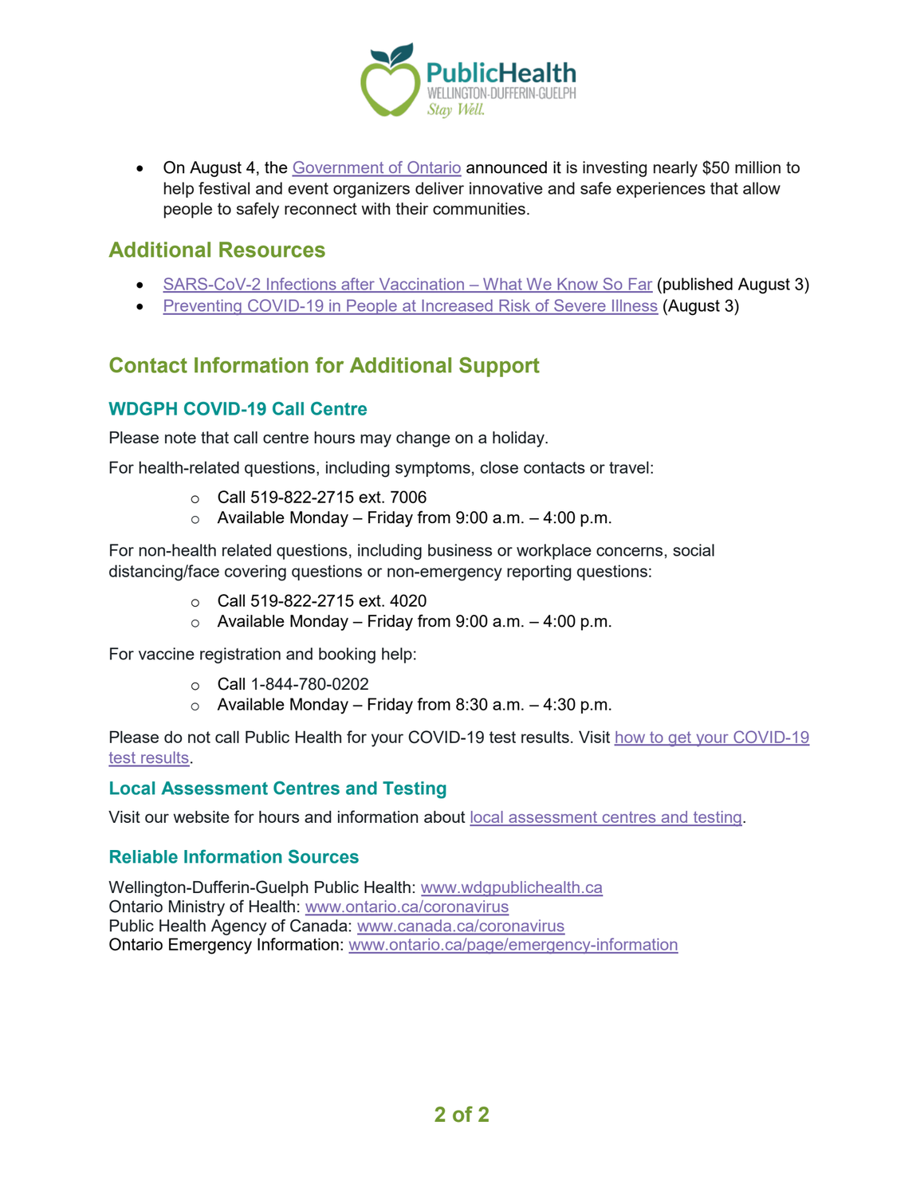- On August 4, the Government of Ontario announced it is investing nearly $50 million to help festival and event organizers deliver innovative and safe experiences that allow people to safely reconnect with their communities.

## Additional Resources

- SARS-CoV-2 Infections after Vaccination – What We Know So Far (published August 3)
- Preventing COVID-19 in People at Increased Risk of Severe Illness (August 3)

## Contact Information for Additional Support

### WDGPH COVID-19 Call Centre

Please note that call centre hours may change on a holiday.

For health-related questions, including symptoms, close contacts or travel:

- Call 519-822-2715 ext. 7006
- Available Monday – Friday from 9:00 a.m. – 4:00 p.m.

For non-health related questions, including business or workplace concerns, social distancing/face covering questions or non-emergency reporting questions:

- Call 519-822-2715 ext. 4020
- Available Monday – Friday from 9:00 a.m. – 4:00 p.m.

For vaccine registration and booking help:

- Call 1-844-780-0202
- Available Monday – Friday from 8:30 a.m. – 4:30 p.m.

Please do not call Public Health for your COVID-19 test results. Visit how to get your COVID-19 test results.

### Local Assessment Centres and Testing

Visit our website for hours and information about local assessment centres and testing.

### Reliable Information Sources

Wellington-Dufferin-Guelph Public Health: www.wdgpublichealth.ca
Ontario Ministry of Health: www.ontario.ca/coronavirus
Public Health Agency of Canada: www.canada.ca/coronavirus
Ontario Emergency Information: www.ontario.ca/page/emergency-information